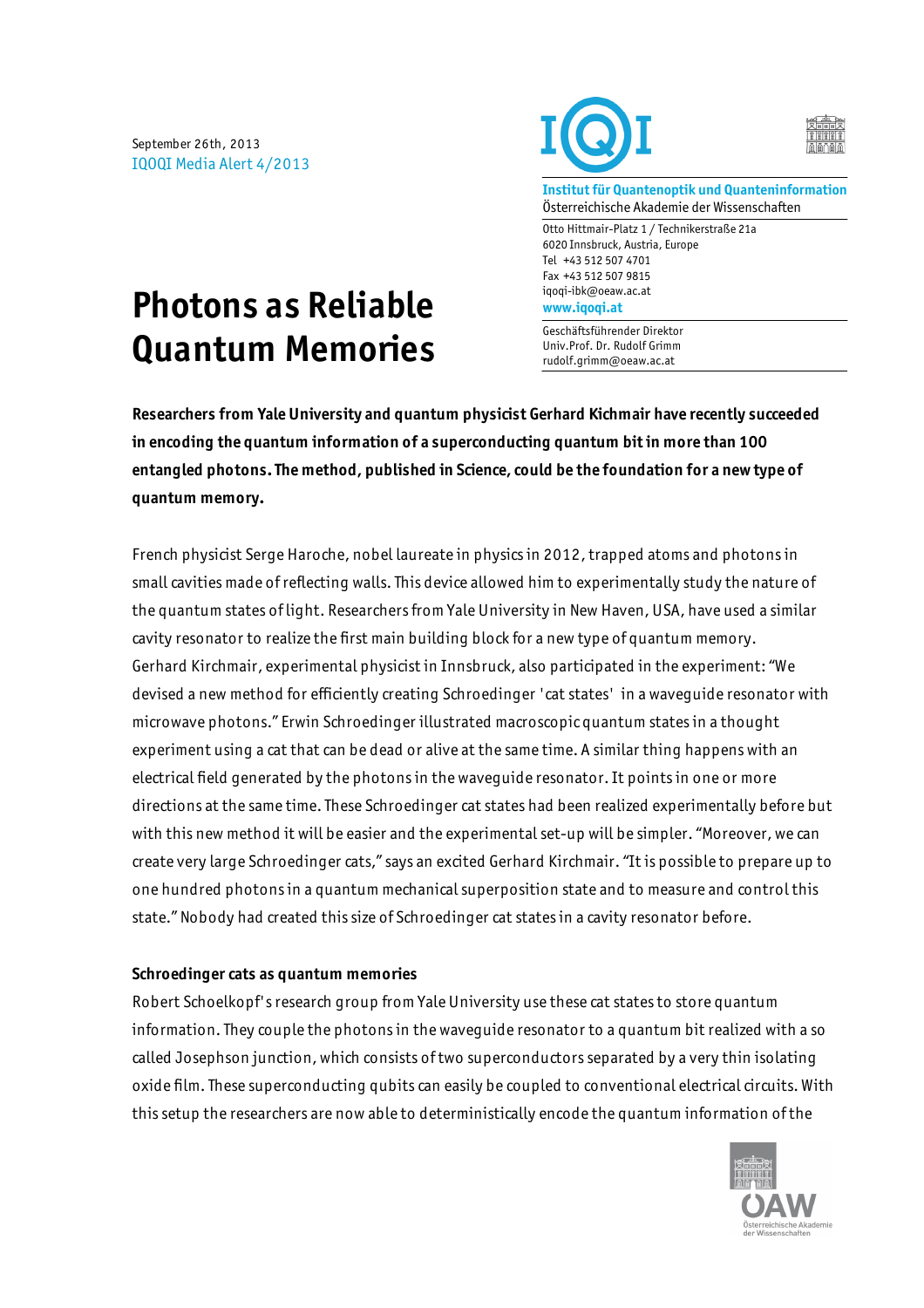September 26th, 2013
IQOQI Media Alert 4/2013

**Institut für Quantenoptik und Quanteninformation**
Österreichische Akademie der Wissenschaften

Otto Hittmair-Platz 1 / Technikerstraße 21a
6020 Innsbruck, Austria, Europe
Tel +43 512 507 4701
Fax +43 512 507 9815
iqoqi-ibk@oeaw.ac.at
**www.iqoqi.at**

Geschäftsführender Direktor
Univ.Prof. Dr. Rudolf Grimm
rudolf.grimm@oeaw.ac.at

# Photons as Reliable Quantum Memories

**Researchers from Yale University and quantum physicist Gerhard Kichmair have recently succeeded in encoding the quantum information of a superconducting quantum bit in more than 100 entangled photons. The method, published in Science, could be the foundation for a new type of quantum memory.**

French physicist Serge Haroche, nobel laureate in physics in 2012, trapped atoms and photons in small cavities made of reflecting walls. This device allowed him to experimentally study the nature of the quantum states of light. Researchers from Yale University in New Haven, USA, have used a similar cavity resonator to realize the first main building block for a new type of quantum memory. Gerhard Kirchmair, experimental physicist in Innsbruck, also participated in the experiment: "We devised a new method for efficiently creating Schroedinger 'cat states' in a waveguide resonator with microwave photons." Erwin Schroedinger illustrated macroscopic quantum states in a thought experiment using a cat that can be dead or alive at the same time. A similar thing happens with an electrical field generated by the photons in the waveguide resonator. It points in one or more directions at the same time. These Schroedinger cat states had been realized experimentally before but with this new method it will be easier and the experimental set-up will be simpler. "Moreover, we can create very large Schroedinger cats," says an excited Gerhard Kirchmair. "It is possible to prepare up to one hundred photons in a quantum mechanical superposition state and to measure and control this state." Nobody had created this size of Schroedinger cat states in a cavity resonator before.

### Schroedinger cats as quantum memories

Robert Schoelkopf's research group from Yale University use these cat states to store quantum information. They couple the photons in the waveguide resonator to a quantum bit realized with a so called Josephson junction, which consists of two superconductors separated by a very thin isolating oxide film. These superconducting qubits can easily be coupled to conventional electrical circuits. With this setup the researchers are now able to deterministically encode the quantum information of the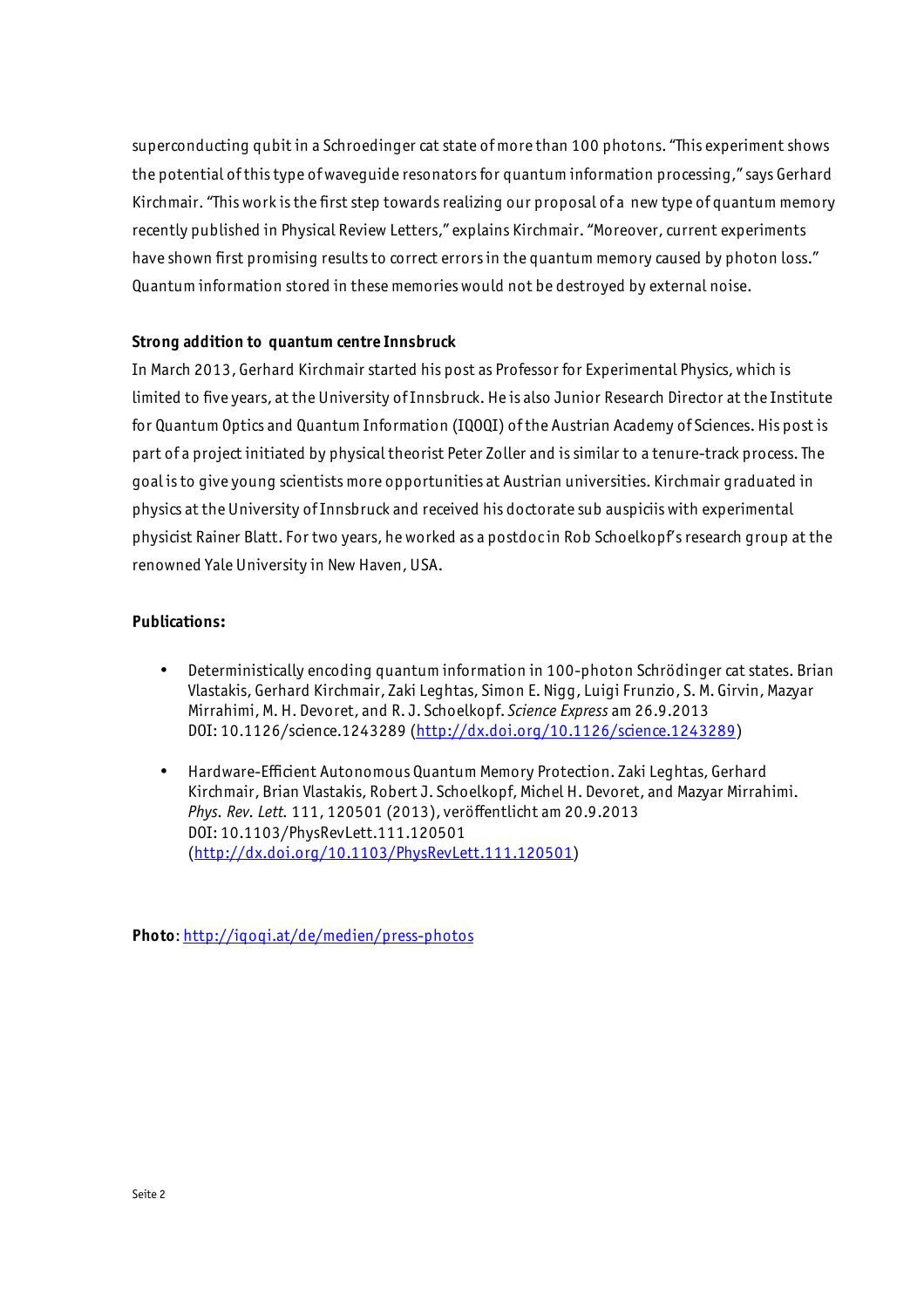superconducting qubit in a Schroedinger cat state of more than 100 photons. "This experiment shows the potential of this type of waveguide resonators for quantum information processing," says Gerhard Kirchmair. "This work is the first step towards realizing our proposal of a new type of quantum memory recently published in Physical Review Letters," explains Kirchmair. "Moreover, current experiments have shown first promising results to correct errors in the quantum memory caused by photon loss." Quantum information stored in these memories would not be destroyed by external noise.

**Strong addition to quantum centre Innsbruck**

In March 2013, Gerhard Kirchmair started his post as Professor for Experimental Physics, which is limited to five years, at the University of Innsbruck. He is also Junior Research Director at the Institute for Quantum Optics and Quantum Information (IQOQI) of the Austrian Academy of Sciences. His post is part of a project initiated by physical theorist Peter Zoller and is similar to a tenure-track process. The goal is to give young scientists more opportunities at Austrian universities. Kirchmair graduated in physics at the University of Innsbruck and received his doctorate sub auspiciis with experimental physicist Rainer Blatt. For two years, he worked as a postdoc in Rob Schoelkopf's research group at the renowned Yale University in New Haven, USA.

**Publications:**

- Deterministically encoding quantum information in 100-photon Schrödinger cat states. Brian Vlastakis, Gerhard Kirchmair, Zaki Leghtas, Simon E. Nigg, Luigi Frunzio, S. M. Girvin, Mazyar Mirrahimi, M. H. Devoret, and R. J. Schoelkopf. *Science Express* am 26.9.2013 DOI: 10.1126/science.1243289 (http://dx.doi.org/10.1126/science.1243289)

- Hardware-Efficient Autonomous Quantum Memory Protection. Zaki Leghtas, Gerhard Kirchmair, Brian Vlastakis, Robert J. Schoelkopf, Michel H. Devoret, and Mazyar Mirrahimi. *Phys. Rev. Lett.* 111, 120501 (2013), veröffentlicht am 20.9.2013 DOI: 10.1103/PhysRevLett.111.120501 (http://dx.doi.org/10.1103/PhysRevLett.111.120501)

**Photo**: http://iqoqi.at/de/medien/press-photos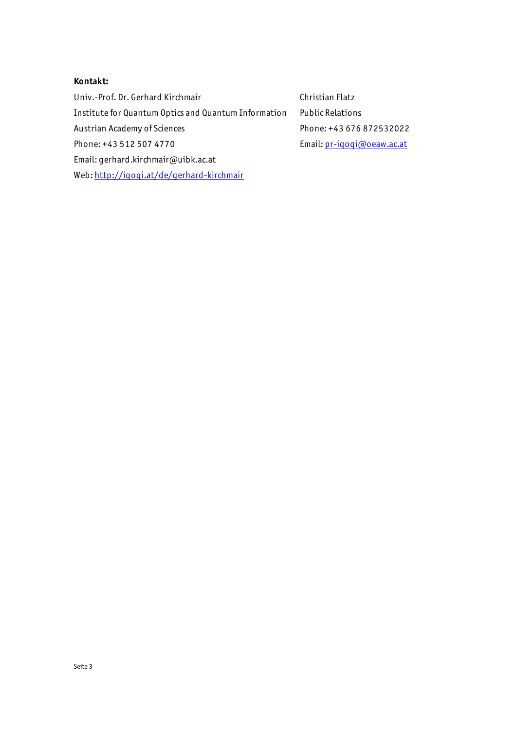**Kontakt:**

Univ.-Prof. Dr. Gerhard Kirchmair
Institute for Quantum Optics and Quantum Information
Austrian Academy of Sciences
Phone: +43 512 507 4770
Email: gerhard.kirchmair@uibk.ac.at
Web: http://iqoqi.at/de/gerhard-kirchmair

Christian Flatz
Public Relations
Phone: +43 676 872532022
Email: pr-iqoqi@oeaw.ac.at